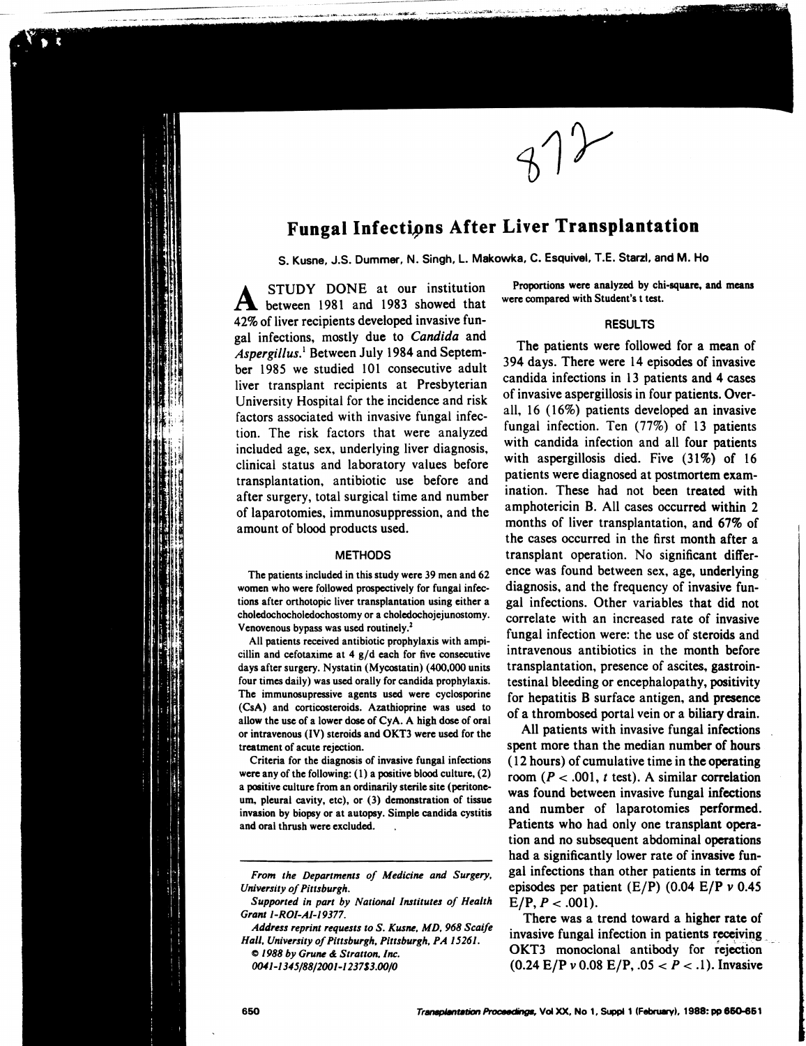# Fungal Infections After Liver Transplantation

S. Kusne, J.S. Dummer, N. Singh, L. Makowka, C. Esquivel, T.E. Starzl, and M. Ho

A STUDY DONE at our institution between 1981 and 1983 showed that 42% of liver recipients developed invasive fungal infections, mostly due to *Candida* and *Aspergillus*.[1] Between July 1984 and September 1985 we studied 101 consecutive adult liver transplant recipients at Presbyterian University Hospital for the incidence and risk factors associated with invasive fungal infection. The risk factors that were analyzed included age, sex, underlying liver diagnosis, clinical status and laboratory values before transplantation, antibiotic use before and after surgery, total surgical time and number of laparotomies, immunosuppression, and the amount of blood products used.

## METHODS

The patients included in this study were 39 men and 62 women who were followed prospectively for fungal infections after orthotopic liver transplantation using either a choledochocholedochostomy or a choledochojejunostomy. Venovenous bypass was used routinely.[2]

All patients received antibiotic prophylaxis with ampicillin and cefotaxime at 4 g/d each for five consecutive days after surgery. Nystatin (Mycostatin) (400,000 units four times daily) was used orally for candida prophylaxis. The immunosupressive agents used were cyclosporine (CsA) and corticosteroids. Azathioprine was used to allow the use of a lower dose of CyA. A high dose of oral or intravenous (IV) steroids and OKT3 were used for the treatment of acute rejection.

Criteria for the diagnosis of invasive fungal infections were any of the following: (1) a positive blood culture, (2) a positive culture from an ordinarily sterile site (peritoneum, pleural cavity, etc), or (3) demonstration of tissue invasion by biopsy or at autopsy. Simple candida cystitis and oral thrush were excluded.

Proportions were analyzed by chi-square, and means were compared with Student's t test.

*From the Departments of Medicine and Surgery, University of Pittsburgh.*

*Supported in part by National Institutes of Health Grant 1-ROI-AI-19377.*

*Address reprint requests to S. Kusne, MD, 968 Scaife Hall, University of Pittsburgh, Pittsburgh, PA 15261.*

*© 1988 by Grune & Stratton, Inc.*

*0041-1345/88/2001-1237$3.00/0*

## RESULTS

The patients were followed for a mean of 394 days. There were 14 episodes of invasive candida infections in 13 patients and 4 cases of invasive aspergillosis in four patients. Overall, 16 (16%) patients developed an invasive fungal infection. Ten (77%) of 13 patients with candida infection and all four patients with aspergillosis died. Five (31%) of 16 patients were diagnosed at postmortem examination. These had not been treated with amphotericin B. All cases occurred within 2 months of liver transplantation, and 67% of the cases occurred in the first month after a transplant operation. No significant difference was found between sex, age, underlying diagnosis, and the frequency of invasive fungal infections. Other variables that did not correlate with an increased rate of invasive fungal infection were: the use of steroids and intravenous antibiotics in the month before transplantation, presence of ascites, gastrointestinal bleeding or encephalopathy, positivity for hepatitis B surface antigen, and presence of a thrombosed portal vein or a biliary drain.

All patients with invasive fungal infections spent more than the median number of hours (12 hours) of cumulative time in the operating room ($P < .001$, $t$ test). A similar correlation was found between invasive fungal infections and number of laparotomies performed. Patients who had only one transplant operation and no subsequent abdominal operations had a significantly lower rate of invasive fungal infections than other patients in terms of episodes per patient (E/P) (0.04 E/P $v$ 0.45 E/P, $P < .001$).

There was a trend toward a higher rate of invasive fungal infection in patients receiving OKT3 monoclonal antibody for rejection (0.24 E/P $v$ 0.08 E/P, $.05 < P < .1$). Invasive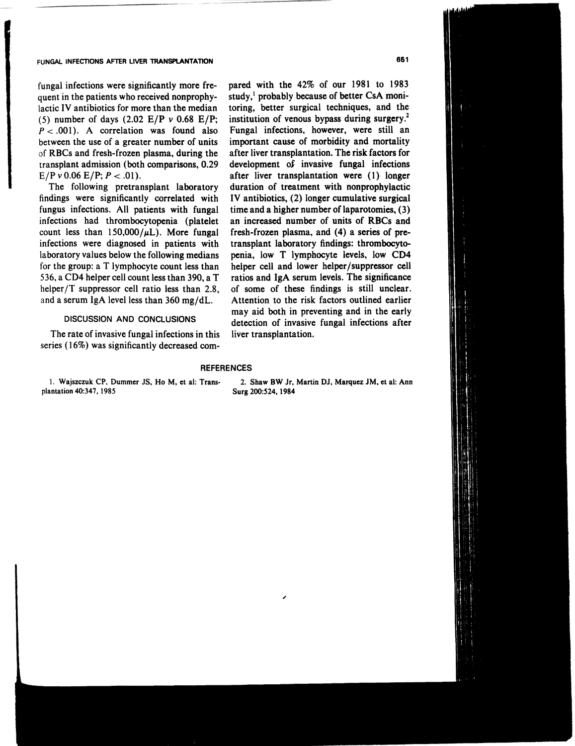fungal infections were significantly more frequent in the patients who received nonprophylactic IV antibiotics for more than the median (5) number of days (2.02 E/P $v$ 0.68 E/P; $P < .001$). A correlation was found also between the use of a greater number of units of RBCs and fresh-frozen plasma, during the transplant admission (both comparisons, 0.29 E/P $v$ 0.06 E/P; $P < .01$).

The following pretransplant laboratory findings were significantly correlated with fungus infections. All patients with fungal infections had thrombocytopenia (platelet count less than $150{,}000/\mu L$). More fungal infections were diagnosed in patients with laboratory values below the following medians for the group: a T lymphocyte count less than 536, a CD4 helper cell count less than 390, a T helper/T suppressor cell ratio less than 2.8, and a serum IgA level less than 360 mg/dL.

## DISCUSSION AND CONCLUSIONS

The rate of invasive fungal infections in this series (16%) was significantly decreased compared with the 42% of our 1981 to 1983 study,[1] probably because of better CsA monitoring, better surgical techniques, and the institution of venous bypass during surgery.[2] Fungal infections, however, were still an important cause of morbidity and mortality after liver transplantation. The risk factors for development of invasive fungal infections after liver transplantation were (1) longer duration of treatment with nonprophylactic IV antibiotics, (2) longer cumulative surgical time and a higher number of laparotomies, (3) an increased number of units of RBCs and fresh-frozen plasma, and (4) a series of pretransplant laboratory findings: thrombocytopenia, low T lymphocyte levels, low CD4 helper cell and lower helper/suppressor cell ratios and IgA serum levels. The significance of some of these findings is still unclear. Attention to the risk factors outlined earlier may aid both in preventing and in the early detection of invasive fungal infections after liver transplantation.

## REFERENCES

1. Wajszczuk CP, Dummer JS, Ho M, et al: Transplantation 40:347, 1985

2. Shaw BW Jr, Martin DJ, Marquez JM, et al: Ann Surg 200:524, 1984